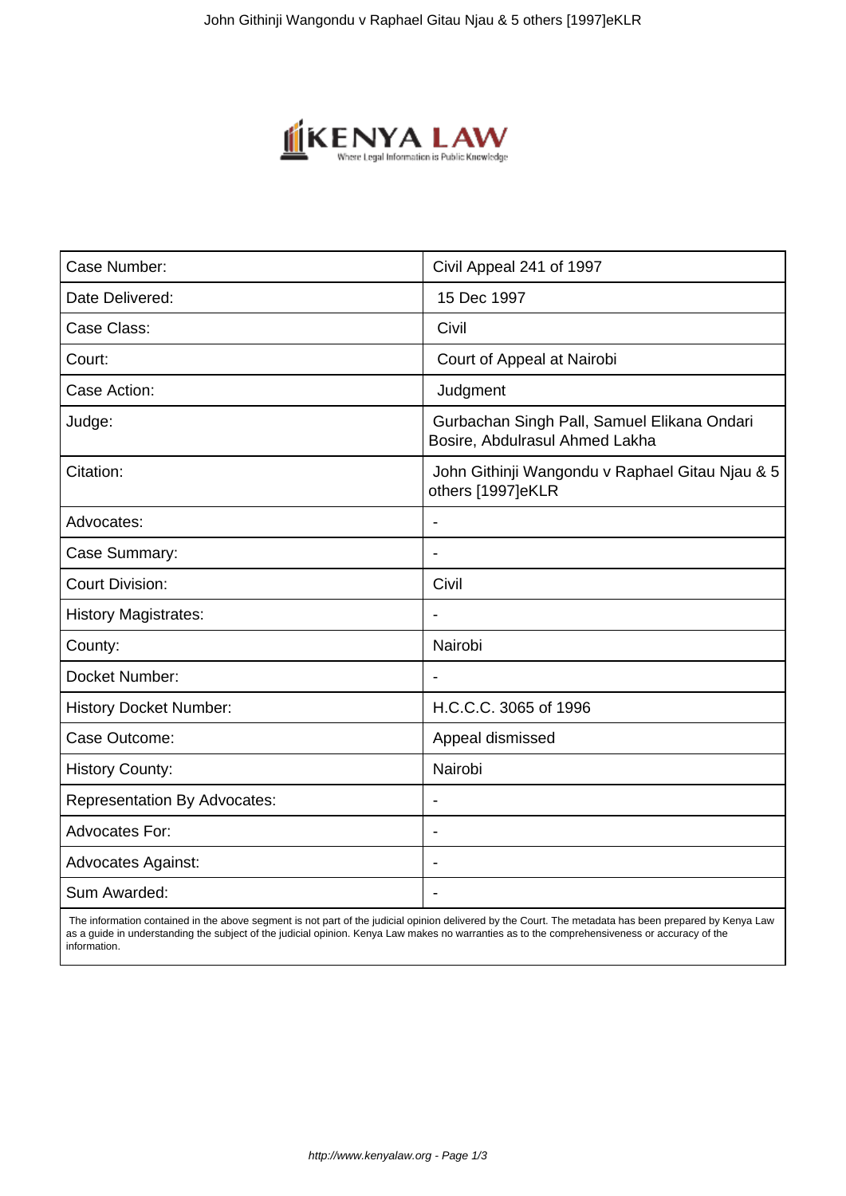| Case Number: | Civil Appeal 241 of 1997 |
| --- | --- |
| Date Delivered: | 15 Dec 1997 |
| Case Class: | Civil |
| Court: | Court of Appeal at Nairobi |
| Case Action: | Judgment |
| Judge: | Gurbachan Singh Pall, Samuel Elikana Ondari Bosire, Abdulrasul Ahmed Lakha |
| Citation: | John Githinji Wangondu v Raphael Gitau Njau & 5 others [1997]eKLR |
| Advocates: | - |
| Case Summary: | - |
| Court Division: | Civil |
| History Magistrates: | - |
| County: | Nairobi |
| Docket Number: | - |
| History Docket Number: | H.C.C.C. 3065 of 1996 |
| Case Outcome: | Appeal dismissed |
| History County: | Nairobi |
| Representation By Advocates: | - |
| Advocates For: | - |
| Advocates Against: | - |
| Sum Awarded: | - |

The information contained in the above segment is not part of the judicial opinion delivered by the Court. The metadata has been prepared by Kenya Law as a guide in understanding the subject of the judicial opinion. Kenya Law makes no warranties as to the comprehensiveness or accuracy of the information.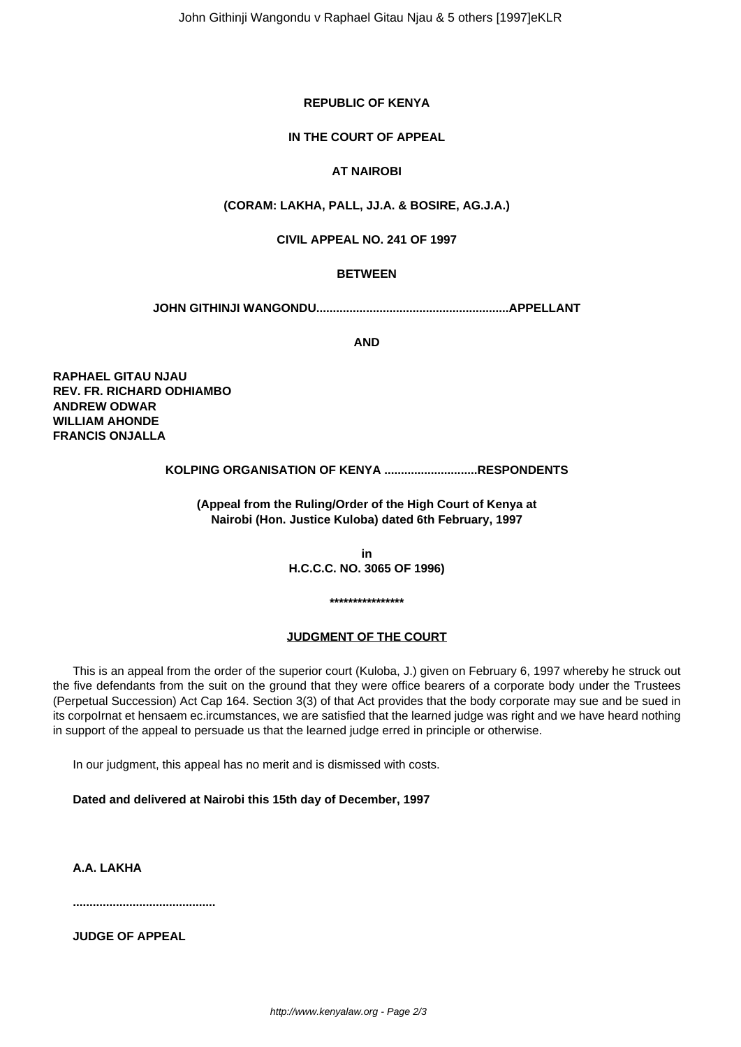**REPUBLIC OF KENYA**

**IN THE COURT OF APPEAL**

**AT NAIROBI**

**(CORAM: LAKHA, PALL, JJ.A. & BOSIRE, AG.J.A.)**

**CIVIL APPEAL NO. 241 OF 1997**

**BETWEEN**

**JOHN GITHINJI WANGONDU..........................................................APPELLANT**

**AND**

**RAPHAEL GITAU NJAU**
**REV. FR. RICHARD ODHIAMBO**
**ANDREW ODWAR**
**WILLIAM AHONDE**
**FRANCIS ONJALLA**

**KOLPING ORGANISATION OF KENYA ...........................RESPONDENTS**

**(Appeal from the Ruling/Order of the High Court of Kenya at Nairobi (Hon. Justice Kuloba) dated 6th February, 1997**

**in**
**H.C.C.C. NO. 3065 OF 1996)**

**\*\*\*\*\*\*\*\*\*\*\*\*\*\*\*\***

**JUDGMENT OF THE COURT**

This is an appeal from the order of the superior court (Kuloba, J.) given on February 6, 1997 whereby he struck out the five defendants from the suit on the ground that they were office bearers of a corporate body under the Trustees (Perpetual Succession) Act Cap 164. Section 3(3) of that Act provides that the body corporate may sue and be sued in its corpoIrnat et hensaem ec.ircumstances, we are satisfied that the learned judge was right and we have heard nothing in support of the appeal to persuade us that the learned judge erred in principle or otherwise.

In our judgment, this appeal has no merit and is dismissed with costs.

**Dated and delivered at Nairobi this 15th day of December, 1997**

**A.A. LAKHA**

**..........................................**

**JUDGE OF APPEAL**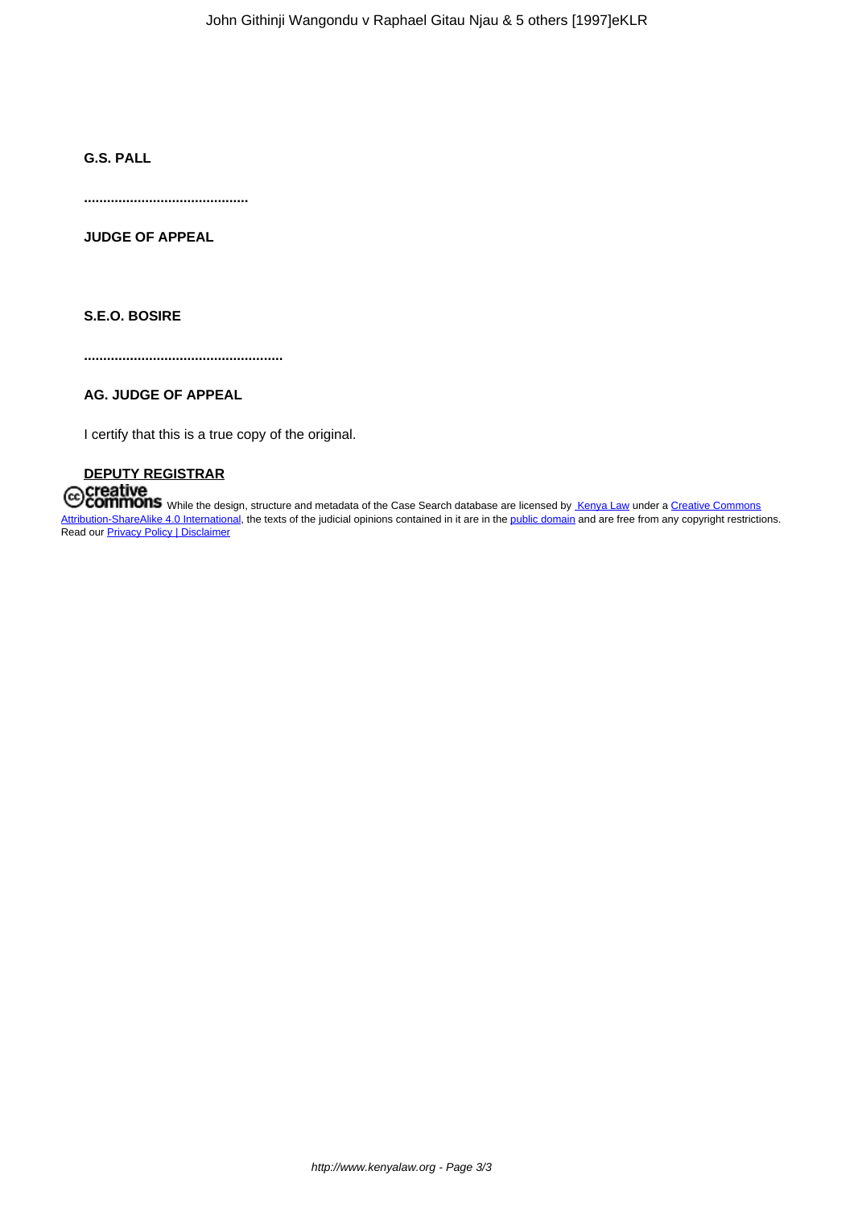**G.S. PALL**

**..........................................**

**JUDGE OF APPEAL**

**S.E.O. BOSIRE**

**...................................................**

**AG. JUDGE OF APPEAL**

I certify that this is a true copy of the original.

**DEPUTY REGISTRAR**

While the design, structure and metadata of the Case Search database are licensed by Kenya Law under a Creative Commons Attribution-ShareAlike 4.0 International, the texts of the judicial opinions contained in it are in the public domain and are free from any copyright restrictions. Read our Privacy Policy | Disclaimer